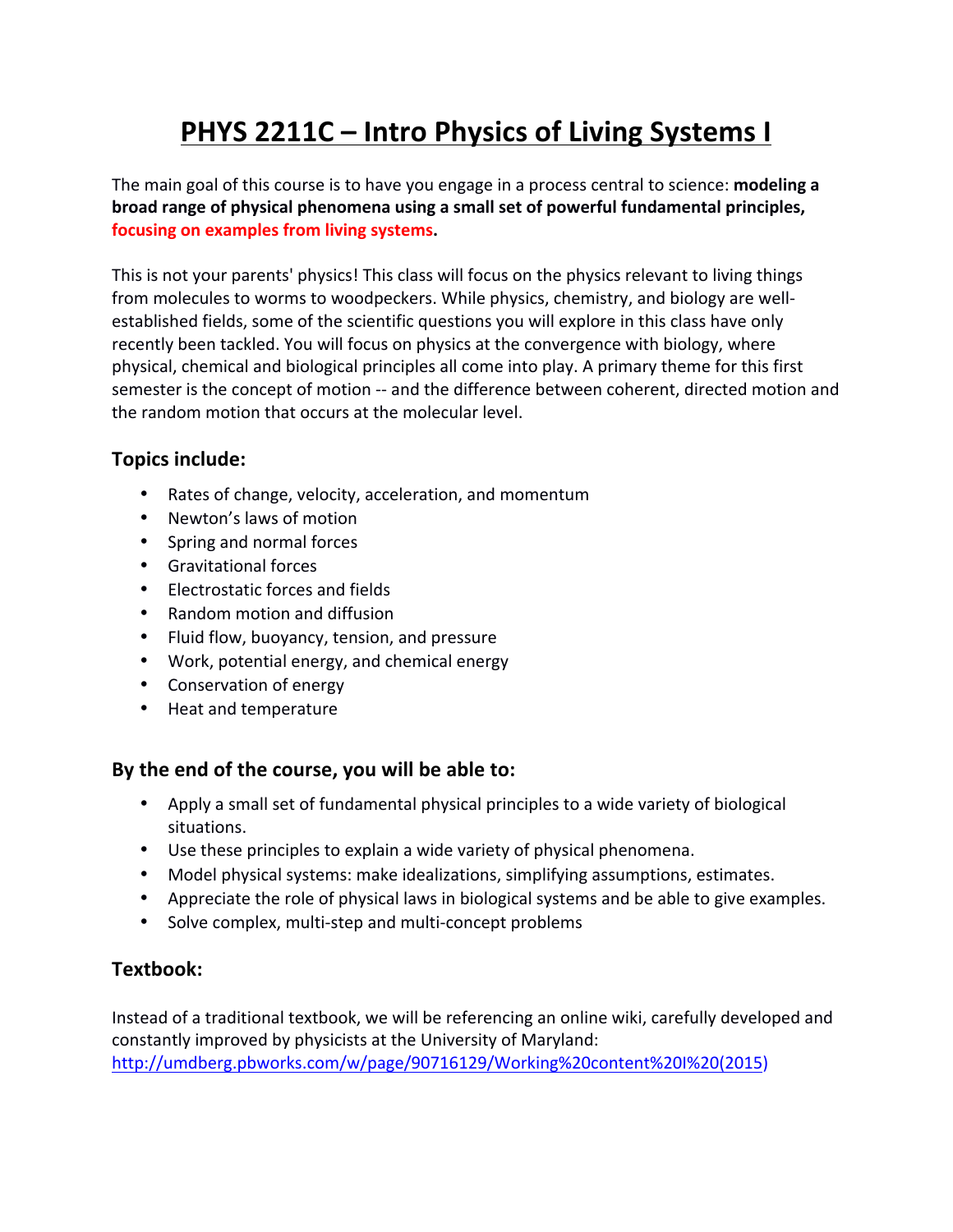# PHYS 2211C – Intro Physics of Living Systems I

The main goal of this course is to have you engage in a process central to science: **modeling a broad range of physical phenomena using a small set of powerful fundamental principles, focusing on examples from living systems.**

This is not your parents' physics! This class will focus on the physics relevant to living things from molecules to worms to woodpeckers. While physics, chemistry, and biology are well-established fields, some of the scientific questions you will explore in this class have only recently been tackled. You will focus on physics at the convergence with biology, where physical, chemical and biological principles all come into play. A primary theme for this first semester is the concept of motion -- and the difference between coherent, directed motion and the random motion that occurs at the molecular level.

## Topics include:

- Rates of change, velocity, acceleration, and momentum
- Newton's laws of motion
- Spring and normal forces
- Gravitational forces
- Electrostatic forces and fields
- Random motion and diffusion
- Fluid flow, buoyancy, tension, and pressure
- Work, potential energy, and chemical energy
- Conservation of energy
- Heat and temperature

## By the end of the course, you will be able to:

- Apply a small set of fundamental physical principles to a wide variety of biological situations.
- Use these principles to explain a wide variety of physical phenomena.
- Model physical systems: make idealizations, simplifying assumptions, estimates.
- Appreciate the role of physical laws in biological systems and be able to give examples.
- Solve complex, multi-step and multi-concept problems

## Textbook:

Instead of a traditional textbook, we will be referencing an online wiki, carefully developed and constantly improved by physicists at the University of Maryland: http://umdberg.pbworks.com/w/page/90716129/Working%20content%20I%20(2015)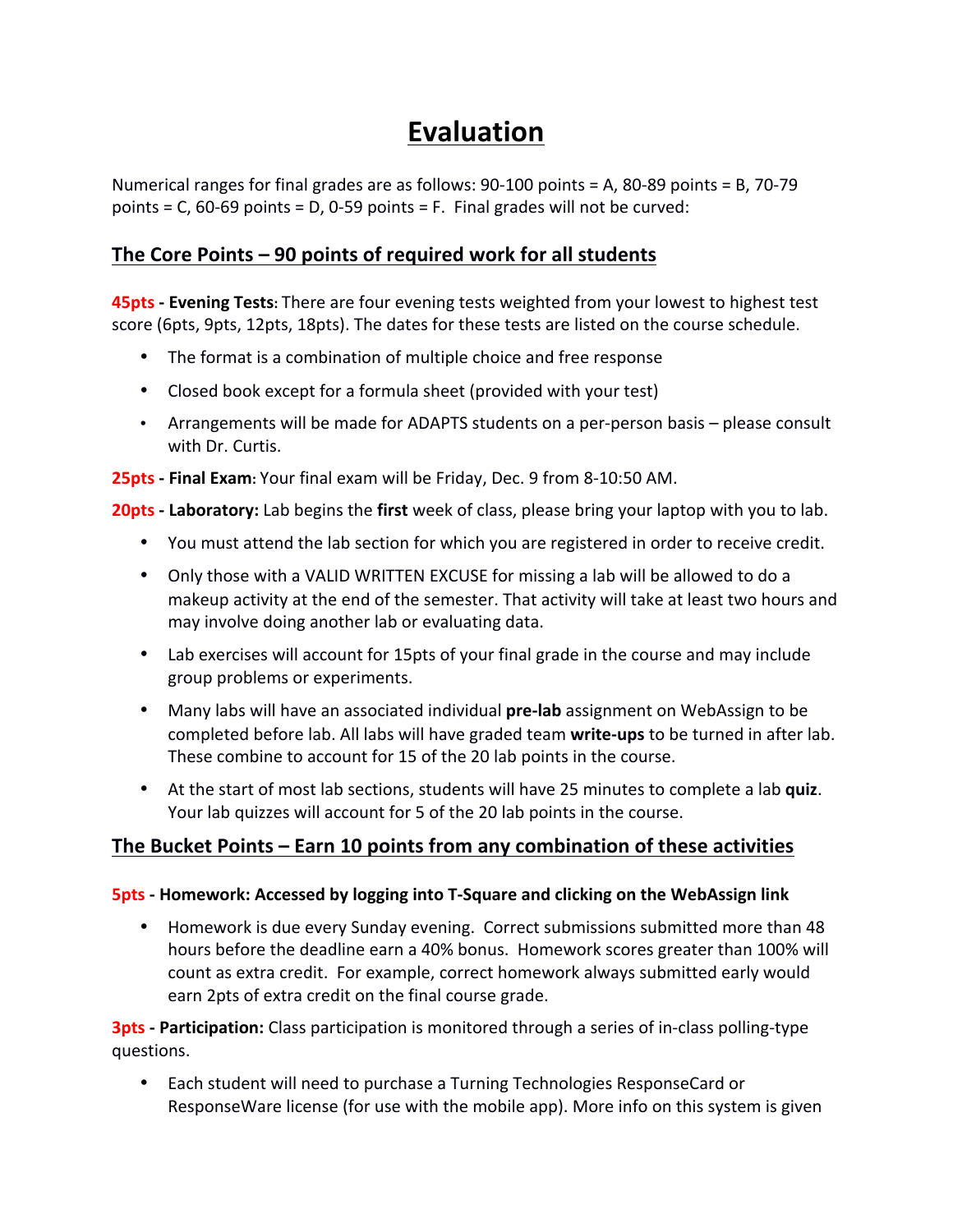# Evaluation

Numerical ranges for final grades are as follows: 90-100 points = A, 80-89 points = B, 70-79 points = C, 60-69 points = D, 0-59 points = F. Final grades will not be curved:

## The Core Points – 90 points of required work for all students

**45pts - Evening Tests**: There are four evening tests weighted from your lowest to highest test score (6pts, 9pts, 12pts, 18pts). The dates for these tests are listed on the course schedule.

- The format is a combination of multiple choice and free response
- Closed book except for a formula sheet (provided with your test)
- Arrangements will be made for ADAPTS students on a per-person basis – please consult with Dr. Curtis.

**25pts - Final Exam**: Your final exam will be Friday, Dec. 9 from 8-10:50 AM.

**20pts - Laboratory:** Lab begins the **first** week of class, please bring your laptop with you to lab.

- You must attend the lab section for which you are registered in order to receive credit.
- Only those with a VALID WRITTEN EXCUSE for missing a lab will be allowed to do a makeup activity at the end of the semester. That activity will take at least two hours and may involve doing another lab or evaluating data.
- Lab exercises will account for 15pts of your final grade in the course and may include group problems or experiments.
- Many labs will have an associated individual **pre-lab** assignment on WebAssign to be completed before lab. All labs will have graded team **write-ups** to be turned in after lab. These combine to account for 15 of the 20 lab points in the course.
- At the start of most lab sections, students will have 25 minutes to complete a lab **quiz**. Your lab quizzes will account for 5 of the 20 lab points in the course.

## The Bucket Points – Earn 10 points from any combination of these activities

**5pts - Homework: Accessed by logging into T-Square and clicking on the WebAssign link**

- Homework is due every Sunday evening. Correct submissions submitted more than 48 hours before the deadline earn a 40% bonus. Homework scores greater than 100% will count as extra credit. For example, correct homework always submitted early would earn 2pts of extra credit on the final course grade.

**3pts - Participation:** Class participation is monitored through a series of in-class polling-type questions.

- Each student will need to purchase a Turning Technologies ResponseCard or ResponseWare license (for use with the mobile app). More info on this system is given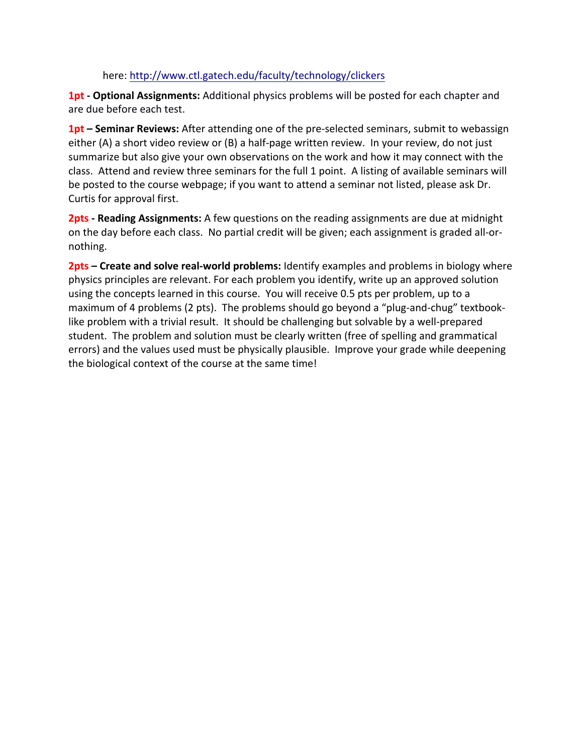here: [http://www.ctl.gatech.edu/faculty/technology/clickers](http://www.ctl.gatech.edu/faculty/technology/clickers)

**1pt - Optional Assignments:** Additional physics problems will be posted for each chapter and are due before each test.

**1pt – Seminar Reviews:** After attending one of the pre-selected seminars, submit to webassign either (A) a short video review or (B) a half-page written review. In your review, do not just summarize but also give your own observations on the work and how it may connect with the class. Attend and review three seminars for the full 1 point. A listing of available seminars will be posted to the course webpage; if you want to attend a seminar not listed, please ask Dr. Curtis for approval first.

**2pts - Reading Assignments:** A few questions on the reading assignments are due at midnight on the day before each class. No partial credit will be given; each assignment is graded all-or-nothing.

**2pts – Create and solve real-world problems:** Identify examples and problems in biology where physics principles are relevant. For each problem you identify, write up an approved solution using the concepts learned in this course. You will receive 0.5 pts per problem, up to a maximum of 4 problems (2 pts). The problems should go beyond a "plug-and-chug" textbook-like problem with a trivial result. It should be challenging but solvable by a well-prepared student. The problem and solution must be clearly written (free of spelling and grammatical errors) and the values used must be physically plausible. Improve your grade while deepening the biological context of the course at the same time!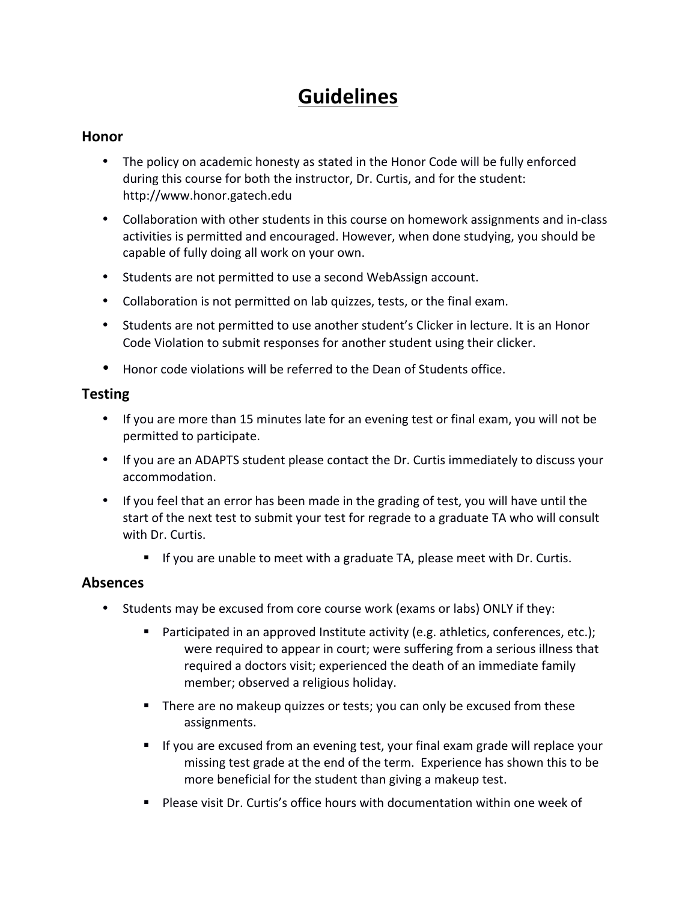# Guidelines

## Honor

- The policy on academic honesty as stated in the Honor Code will be fully enforced during this course for both the instructor, Dr. Curtis, and for the student: http://www.honor.gatech.edu
- Collaboration with other students in this course on homework assignments and in-class activities is permitted and encouraged. However, when done studying, you should be capable of fully doing all work on your own.
- Students are not permitted to use a second WebAssign account.
- Collaboration is not permitted on lab quizzes, tests, or the final exam.
- Students are not permitted to use another student's Clicker in lecture. It is an Honor Code Violation to submit responses for another student using their clicker.
- Honor code violations will be referred to the Dean of Students office.

## Testing

- If you are more than 15 minutes late for an evening test or final exam, you will not be permitted to participate.
- If you are an ADAPTS student please contact the Dr. Curtis immediately to discuss your accommodation.
- If you feel that an error has been made in the grading of test, you will have until the start of the next test to submit your test for regrade to a graduate TA who will consult with Dr. Curtis.
    - If you are unable to meet with a graduate TA, please meet with Dr. Curtis.

## Absences

- Students may be excused from core course work (exams or labs) ONLY if they:
    - Participated in an approved Institute activity (e.g. athletics, conferences, etc.); were required to appear in court; were suffering from a serious illness that required a doctors visit; experienced the death of an immediate family member; observed a religious holiday.
    - There are no makeup quizzes or tests; you can only be excused from these assignments.
    - If you are excused from an evening test, your final exam grade will replace your missing test grade at the end of the term. Experience has shown this to be more beneficial for the student than giving a makeup test.
    - Please visit Dr. Curtis's office hours with documentation within one week of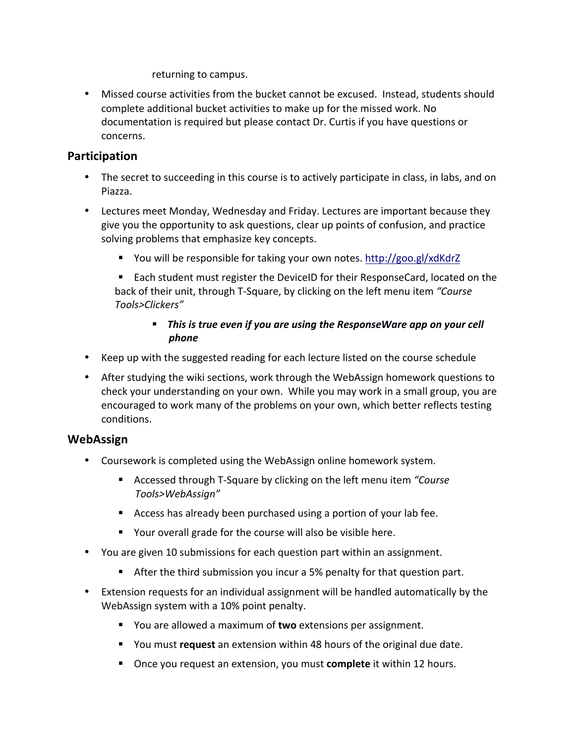returning to campus.

- Missed course activities from the bucket cannot be excused. Instead, students should complete additional bucket activities to make up for the missed work. No documentation is required but please contact Dr. Curtis if you have questions or concerns.

## Participation

- The secret to succeeding in this course is to actively participate in class, in labs, and on Piazza.
- Lectures meet Monday, Wednesday and Friday. Lectures are important because they give you the opportunity to ask questions, clear up points of confusion, and practice solving problems that emphasize key concepts.
  - You will be responsible for taking your own notes. [http://goo.gl/xdKdrZ](http://goo.gl/xdKdrZ)
  - Each student must register the DeviceID for their ResponseCard, located on the back of their unit, through T-Square, by clicking on the left menu item *"Course Tools>Clickers"*
    - ***This is true even if you are using the ResponseWare app on your cell phone***
- Keep up with the suggested reading for each lecture listed on the course schedule
- After studying the wiki sections, work through the WebAssign homework questions to check your understanding on your own. While you may work in a small group, you are encouraged to work many of the problems on your own, which better reflects testing conditions.

## WebAssign

- Coursework is completed using the WebAssign online homework system.
  - Accessed through T-Square by clicking on the left menu item *"Course Tools>WebAssign"*
  - Access has already been purchased using a portion of your lab fee.
  - Your overall grade for the course will also be visible here.
- You are given 10 submissions for each question part within an assignment.
  - After the third submission you incur a 5% penalty for that question part.
- Extension requests for an individual assignment will be handled automatically by the WebAssign system with a 10% point penalty.
  - You are allowed a maximum of **two** extensions per assignment.
  - You must **request** an extension within 48 hours of the original due date.
  - Once you request an extension, you must **complete** it within 12 hours.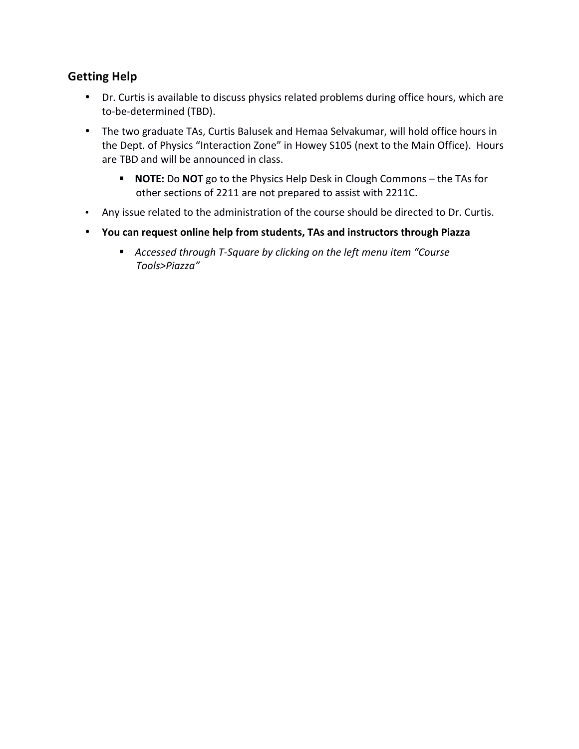## Getting Help

- Dr. Curtis is available to discuss physics related problems during office hours, which are to-be-determined (TBD).
- The two graduate TAs, Curtis Balusek and Hemaa Selvakumar, will hold office hours in the Dept. of Physics "Interaction Zone" in Howey S105 (next to the Main Office). Hours are TBD and will be announced in class.
  - **NOTE:** Do **NOT** go to the Physics Help Desk in Clough Commons – the TAs for other sections of 2211 are not prepared to assist with 2211C.
- Any issue related to the administration of the course should be directed to Dr. Curtis.
- **You can request online help from students, TAs and instructors through Piazza**
  - *Accessed through T-Square by clicking on the left menu item "Course Tools>Piazza"*